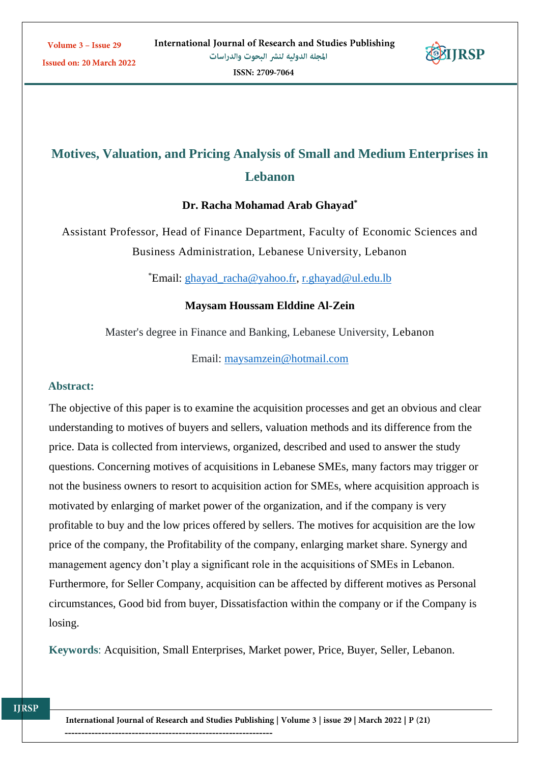# Motives, Valuation, and Pricing Analysis of Small and Medium Enterprises in Lebanon

**Dr. Racha Mohamad Arab Ghayad***

Assistant Professor, Head of Finance Department, Faculty of Economic Sciences and Business Administration, Lebanese University, Lebanon

*Email: ghayad_racha@yahoo.fr, r.ghayad@ul.edu.lb

**Maysam Houssam Elddine Al-Zein**

Master's degree in Finance and Banking, Lebanese University, Lebanon

Email: maysamzein@hotmail.com

## Abstract:

The objective of this paper is to examine the acquisition processes and get an obvious and clear understanding to motives of buyers and sellers, valuation methods and its difference from the price. Data is collected from interviews, organized, described and used to answer the study questions. Concerning motives of acquisitions in Lebanese SMEs, many factors may trigger or not the business owners to resort to acquisition action for SMEs, where acquisition approach is motivated by enlarging of market power of the organization, and if the company is very profitable to buy and the low prices offered by sellers. The motives for acquisition are the low price of the company, the Profitability of the company, enlarging market share. Synergy and management agency don't play a significant role in the acquisitions of SMEs in Lebanon. Furthermore, for Seller Company, acquisition can be affected by different motives as Personal circumstances, Good bid from buyer, Dissatisfaction within the company or if the Company is losing.

**Keywords**: Acquisition, Small Enterprises, Market power, Price, Buyer, Seller, Lebanon.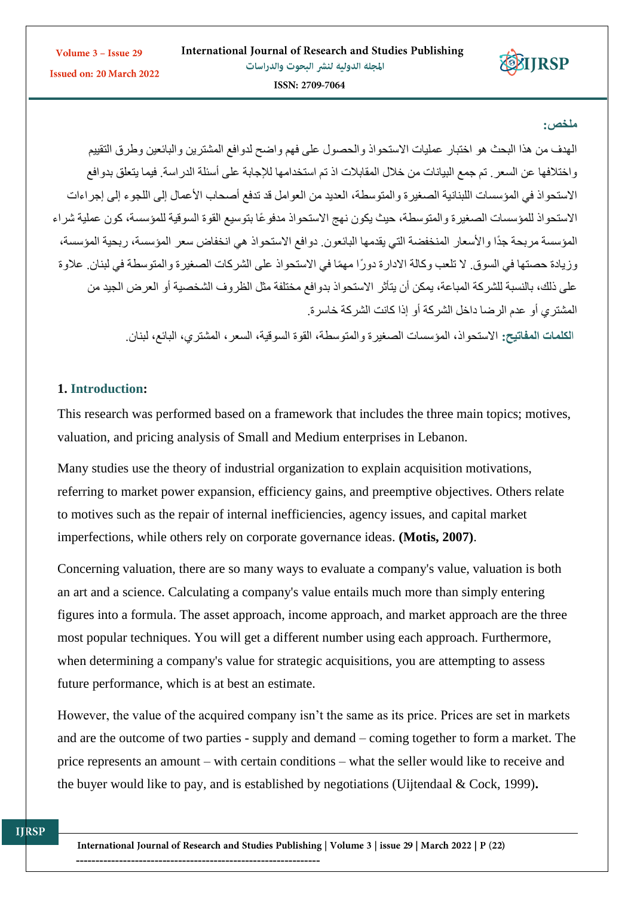**ملخص:**

الهدف من هذا البحث هو اختبار عمليات الاستحواذ والحصول على فهم واضح لدوافع المشترين والبائعين وطرق التقييم واختلافها عن السعر. تم جمع البيانات من خلال المقابلات اذ تم استخدامها للإجابة على أسئلة الدراسة. فيما يتعلق بدوافع الاستحواذ في المؤسسات اللبنانية الصغيرة والمتوسطة، العديد من العوامل قد تدفع أصحاب الأعمال إلى اللجوء إلى إجراءات الاستحواذ للمؤسسات الصغيرة والمتوسطة، حيث يكون نهج الاستحواذ مدفوعًا بتوسيع القوة السوقية للمؤسسة، كون عملية شراء المؤسسة مربحة جدًا والأسعار المنخفضة التي يقدمها البائعون. دوافع الاستحواذ هي انخفاض سعر المؤسسة، ربحية المؤسسة، وزيادة حصتها في السوق. لا تلعب وكالة الادارة دورًا مهمًا في الاستحواذ على الشركات الصغيرة والمتوسطة في لبنان. علاوة على ذلك، بالنسبة للشركة المباعة، يمكن أن يتأثر الاستحواذ بدوافع مختلفة مثل الظروف الشخصية أو العرض الجيد من المشتري أو عدم الرضا داخل الشركة أو إذا كانت الشركة خاسرة.

**الكلمات المفاتيح:** الاستحواذ، المؤسسات الصغيرة والمتوسطة، القوة السوقية، السعر، المشتري، البائع، لبنان.

## 1. Introduction:

This research was performed based on a framework that includes the three main topics; motives, valuation, and pricing analysis of Small and Medium enterprises in Lebanon.

Many studies use the theory of industrial organization to explain acquisition motivations, referring to market power expansion, efficiency gains, and preemptive objectives. Others relate to motives such as the repair of internal inefficiencies, agency issues, and capital market imperfections, while others rely on corporate governance ideas. **(Motis, 2007)**.

Concerning valuation, there are so many ways to evaluate a company's value, valuation is both an art and a science. Calculating a company's value entails much more than simply entering figures into a formula. The asset approach, income approach, and market approach are the three most popular techniques. You will get a different number using each approach. Furthermore, when determining a company's value for strategic acquisitions, you are attempting to assess future performance, which is at best an estimate.

However, the value of the acquired company isn't the same as its price. Prices are set in markets and are the outcome of two parties - supply and demand – coming together to form a market. The price represents an amount – with certain conditions – what the seller would like to receive and the buyer would like to pay, and is established by negotiations (Uijtendaal & Cock, 1999)**.**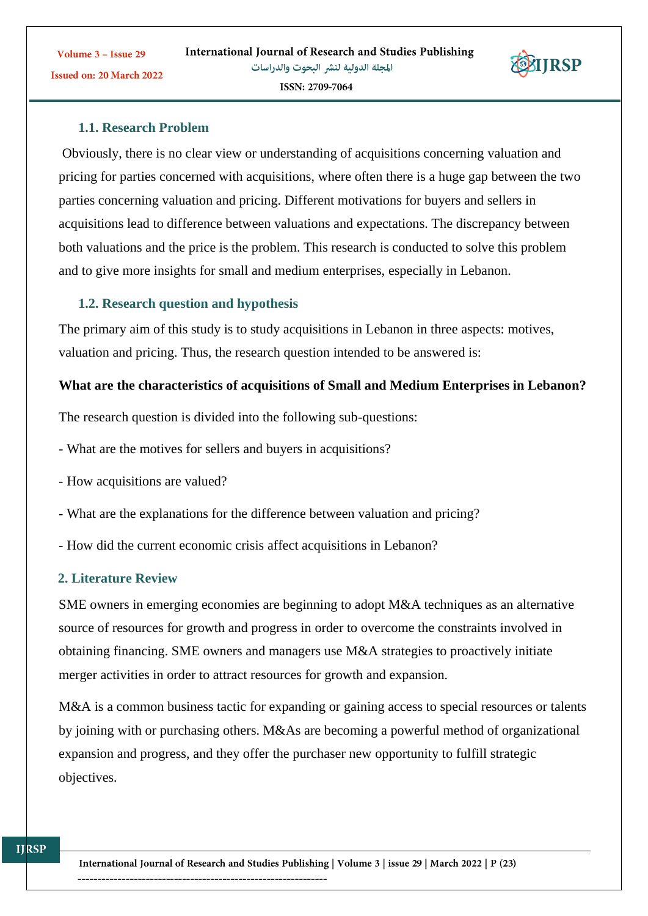### 1.1. Research Problem

Obviously, there is no clear view or understanding of acquisitions concerning valuation and pricing for parties concerned with acquisitions, where often there is a huge gap between the two parties concerning valuation and pricing. Different motivations for buyers and sellers in acquisitions lead to difference between valuations and expectations. The discrepancy between both valuations and the price is the problem. This research is conducted to solve this problem and to give more insights for small and medium enterprises, especially in Lebanon.

### 1.2. Research question and hypothesis

The primary aim of this study is to study acquisitions in Lebanon in three aspects: motives, valuation and pricing. Thus, the research question intended to be answered is:

**What are the characteristics of acquisitions of Small and Medium Enterprises in Lebanon?**

The research question is divided into the following sub-questions:

- What are the motives for sellers and buyers in acquisitions?

- How acquisitions are valued?

- What are the explanations for the difference between valuation and pricing?

- How did the current economic crisis affect acquisitions in Lebanon?

## 2. Literature Review

SME owners in emerging economies are beginning to adopt M&A techniques as an alternative source of resources for growth and progress in order to overcome the constraints involved in obtaining financing. SME owners and managers use M&A strategies to proactively initiate merger activities in order to attract resources for growth and expansion.

M&A is a common business tactic for expanding or gaining access to special resources or talents by joining with or purchasing others. M&As are becoming a powerful method of organizational expansion and progress, and they offer the purchaser new opportunity to fulfill strategic objectives.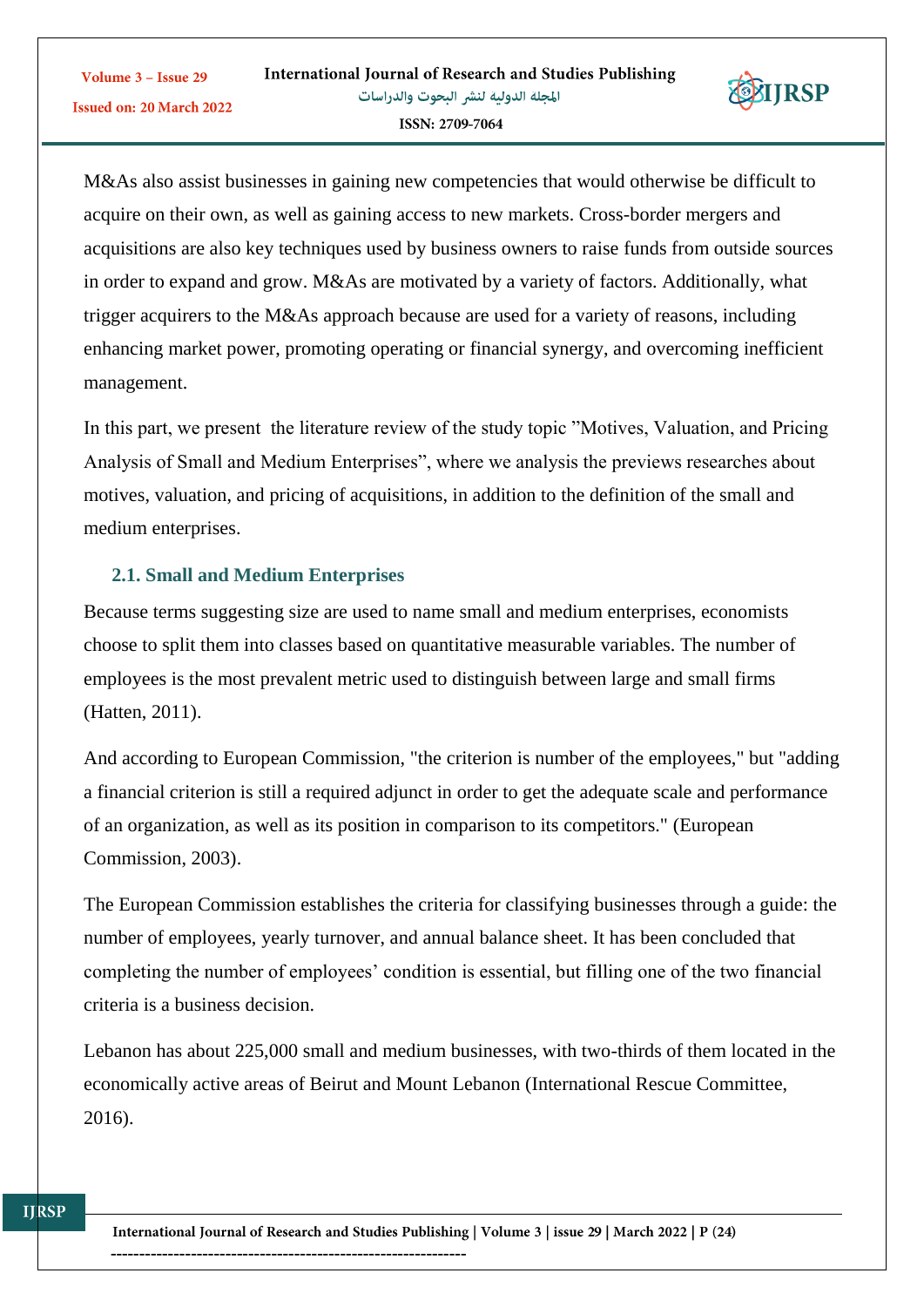M&As also assist businesses in gaining new competencies that would otherwise be difficult to acquire on their own, as well as gaining access to new markets. Cross-border mergers and acquisitions are also key techniques used by business owners to raise funds from outside sources in order to expand and grow. M&As are motivated by a variety of factors. Additionally, what trigger acquirers to the M&As approach because are used for a variety of reasons, including enhancing market power, promoting operating or financial synergy, and overcoming inefficient management.

In this part, we present the literature review of the study topic "Motives, Valuation, and Pricing Analysis of Small and Medium Enterprises", where we analysis the previews researches about motives, valuation, and pricing of acquisitions, in addition to the definition of the small and medium enterprises.

### 2.1. Small and Medium Enterprises

Because terms suggesting size are used to name small and medium enterprises, economists choose to split them into classes based on quantitative measurable variables. The number of employees is the most prevalent metric used to distinguish between large and small firms (Hatten, 2011).

And according to European Commission, "the criterion is number of the employees," but "adding a financial criterion is still a required adjunct in order to get the adequate scale and performance of an organization, as well as its position in comparison to its competitors." (European Commission, 2003).

The European Commission establishes the criteria for classifying businesses through a guide: the number of employees, yearly turnover, and annual balance sheet. It has been concluded that completing the number of employees' condition is essential, but filling one of the two financial criteria is a business decision.

Lebanon has about 225,000 small and medium businesses, with two-thirds of them located in the economically active areas of Beirut and Mount Lebanon (International Rescue Committee, 2016).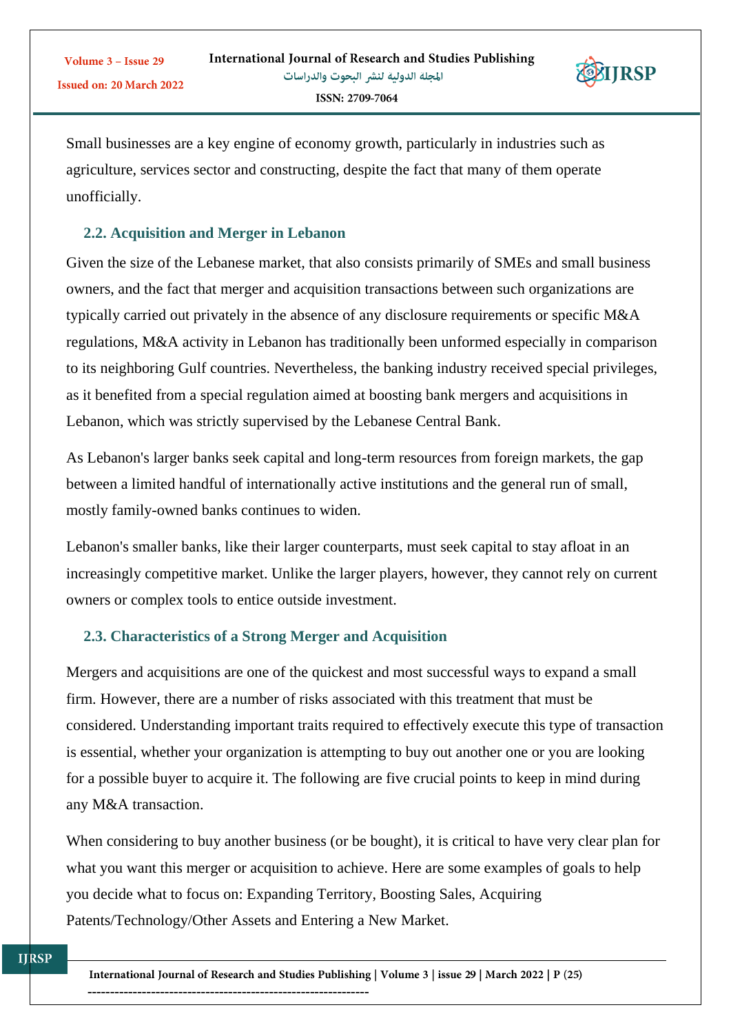Small businesses are a key engine of economy growth, particularly in industries such as agriculture, services sector and constructing, despite the fact that many of them operate unofficially.

### 2.2. Acquisition and Merger in Lebanon

Given the size of the Lebanese market, that also consists primarily of SMEs and small business owners, and the fact that merger and acquisition transactions between such organizations are typically carried out privately in the absence of any disclosure requirements or specific M&A regulations, M&A activity in Lebanon has traditionally been unformed especially in comparison to its neighboring Gulf countries. Nevertheless, the banking industry received special privileges, as it benefited from a special regulation aimed at boosting bank mergers and acquisitions in Lebanon, which was strictly supervised by the Lebanese Central Bank.

As Lebanon's larger banks seek capital and long-term resources from foreign markets, the gap between a limited handful of internationally active institutions and the general run of small, mostly family-owned banks continues to widen.

Lebanon's smaller banks, like their larger counterparts, must seek capital to stay afloat in an increasingly competitive market. Unlike the larger players, however, they cannot rely on current owners or complex tools to entice outside investment.

### 2.3. Characteristics of a Strong Merger and Acquisition

Mergers and acquisitions are one of the quickest and most successful ways to expand a small firm. However, there are a number of risks associated with this treatment that must be considered. Understanding important traits required to effectively execute this type of transaction is essential, whether your organization is attempting to buy out another one or you are looking for a possible buyer to acquire it. The following are five crucial points to keep in mind during any M&A transaction.

When considering to buy another business (or be bought), it is critical to have very clear plan for what you want this merger or acquisition to achieve. Here are some examples of goals to help you decide what to focus on: Expanding Territory, Boosting Sales, Acquiring Patents/Technology/Other Assets and Entering a New Market.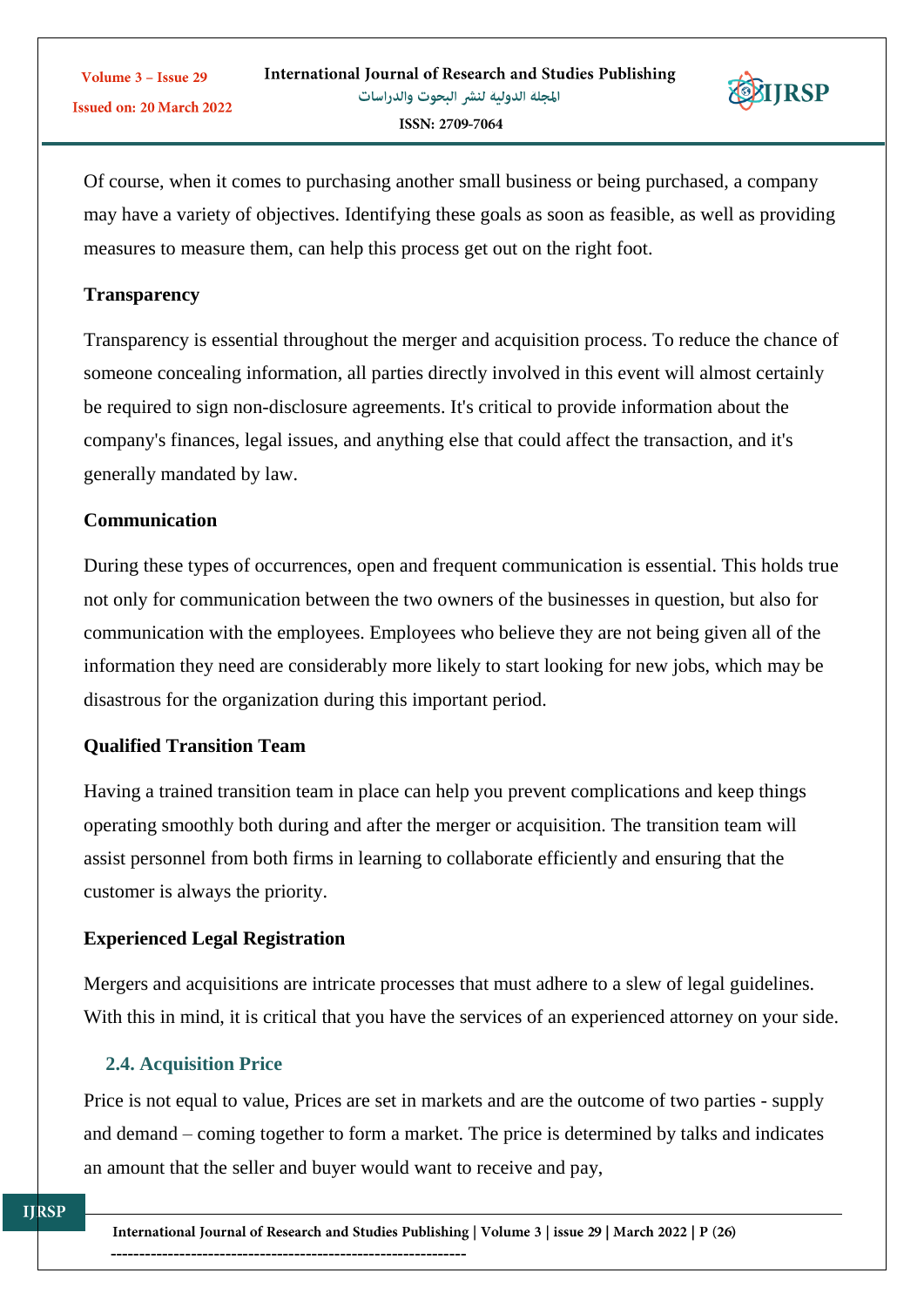Of course, when it comes to purchasing another small business or being purchased, a company may have a variety of objectives. Identifying these goals as soon as feasible, as well as providing measures to measure them, can help this process get out on the right foot.

**Transparency**

Transparency is essential throughout the merger and acquisition process. To reduce the chance of someone concealing information, all parties directly involved in this event will almost certainly be required to sign non-disclosure agreements. It's critical to provide information about the company's finances, legal issues, and anything else that could affect the transaction, and it's generally mandated by law.

**Communication**

During these types of occurrences, open and frequent communication is essential. This holds true not only for communication between the two owners of the businesses in question, but also for communication with the employees. Employees who believe they are not being given all of the information they need are considerably more likely to start looking for new jobs, which may be disastrous for the organization during this important period.

**Qualified Transition Team**

Having a trained transition team in place can help you prevent complications and keep things operating smoothly both during and after the merger or acquisition. The transition team will assist personnel from both firms in learning to collaborate efficiently and ensuring that the customer is always the priority.

**Experienced Legal Registration**

Mergers and acquisitions are intricate processes that must adhere to a slew of legal guidelines. With this in mind, it is critical that you have the services of an experienced attorney on your side.

### 2.4. Acquisition Price

Price is not equal to value, Prices are set in markets and are the outcome of two parties - supply and demand – coming together to form a market. The price is determined by talks and indicates an amount that the seller and buyer would want to receive and pay,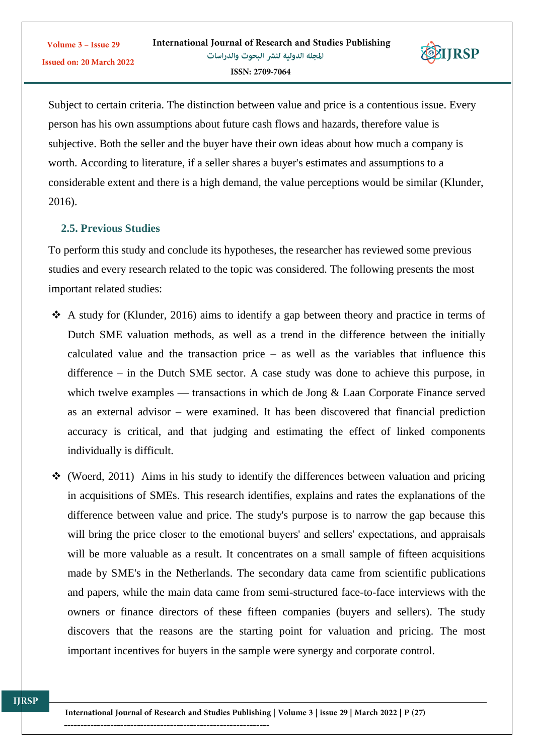Subject to certain criteria. The distinction between value and price is a contentious issue. Every person has his own assumptions about future cash flows and hazards, therefore value is subjective. Both the seller and the buyer have their own ideas about how much a company is worth. According to literature, if a seller shares a buyer's estimates and assumptions to a considerable extent and there is a high demand, the value perceptions would be similar (Klunder, 2016).

## 2.5. Previous Studies

To perform this study and conclude its hypotheses, the researcher has reviewed some previous studies and every research related to the topic was considered. The following presents the most important related studies:

- A study for (Klunder, 2016) aims to identify a gap between theory and practice in terms of Dutch SME valuation methods, as well as a trend in the difference between the initially calculated value and the transaction price – as well as the variables that influence this difference – in the Dutch SME sector. A case study was done to achieve this purpose, in which twelve examples — transactions in which de Jong & Laan Corporate Finance served as an external advisor – were examined. It has been discovered that financial prediction accuracy is critical, and that judging and estimating the effect of linked components individually is difficult.
- (Woerd, 2011) Aims in his study to identify the differences between valuation and pricing in acquisitions of SMEs. This research identifies, explains and rates the explanations of the difference between value and price. The study's purpose is to narrow the gap because this will bring the price closer to the emotional buyers' and sellers' expectations, and appraisals will be more valuable as a result. It concentrates on a small sample of fifteen acquisitions made by SME's in the Netherlands. The secondary data came from scientific publications and papers, while the main data came from semi-structured face-to-face interviews with the owners or finance directors of these fifteen companies (buyers and sellers). The study discovers that the reasons are the starting point for valuation and pricing. The most important incentives for buyers in the sample were synergy and corporate control.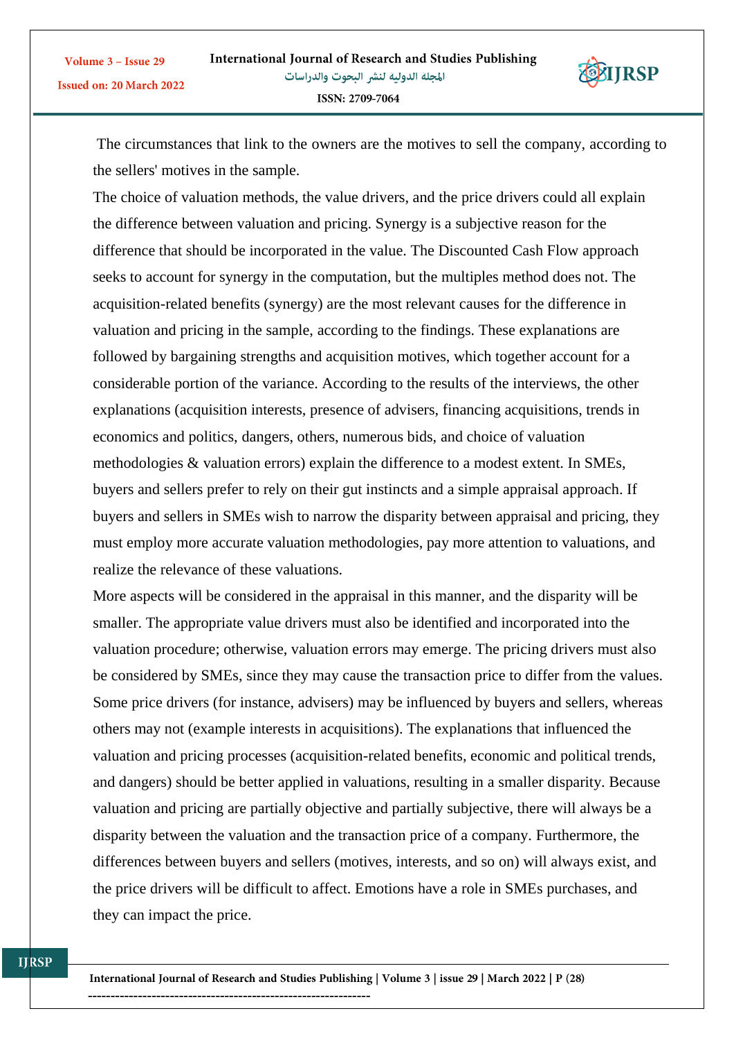The circumstances that link to the owners are the motives to sell the company, according to the sellers' motives in the sample.

The choice of valuation methods, the value drivers, and the price drivers could all explain the difference between valuation and pricing. Synergy is a subjective reason for the difference that should be incorporated in the value. The Discounted Cash Flow approach seeks to account for synergy in the computation, but the multiples method does not. The acquisition-related benefits (synergy) are the most relevant causes for the difference in valuation and pricing in the sample, according to the findings. These explanations are followed by bargaining strengths and acquisition motives, which together account for a considerable portion of the variance. According to the results of the interviews, the other explanations (acquisition interests, presence of advisers, financing acquisitions, trends in economics and politics, dangers, others, numerous bids, and choice of valuation methodologies & valuation errors) explain the difference to a modest extent. In SMEs, buyers and sellers prefer to rely on their gut instincts and a simple appraisal approach. If buyers and sellers in SMEs wish to narrow the disparity between appraisal and pricing, they must employ more accurate valuation methodologies, pay more attention to valuations, and realize the relevance of these valuations.

More aspects will be considered in the appraisal in this manner, and the disparity will be smaller. The appropriate value drivers must also be identified and incorporated into the valuation procedure; otherwise, valuation errors may emerge. The pricing drivers must also be considered by SMEs, since they may cause the transaction price to differ from the values. Some price drivers (for instance, advisers) may be influenced by buyers and sellers, whereas others may not (example interests in acquisitions). The explanations that influenced the valuation and pricing processes (acquisition-related benefits, economic and political trends, and dangers) should be better applied in valuations, resulting in a smaller disparity. Because valuation and pricing are partially objective and partially subjective, there will always be a disparity between the valuation and the transaction price of a company. Furthermore, the differences between buyers and sellers (motives, interests, and so on) will always exist, and the price drivers will be difficult to affect. Emotions have a role in SMEs purchases, and they can impact the price.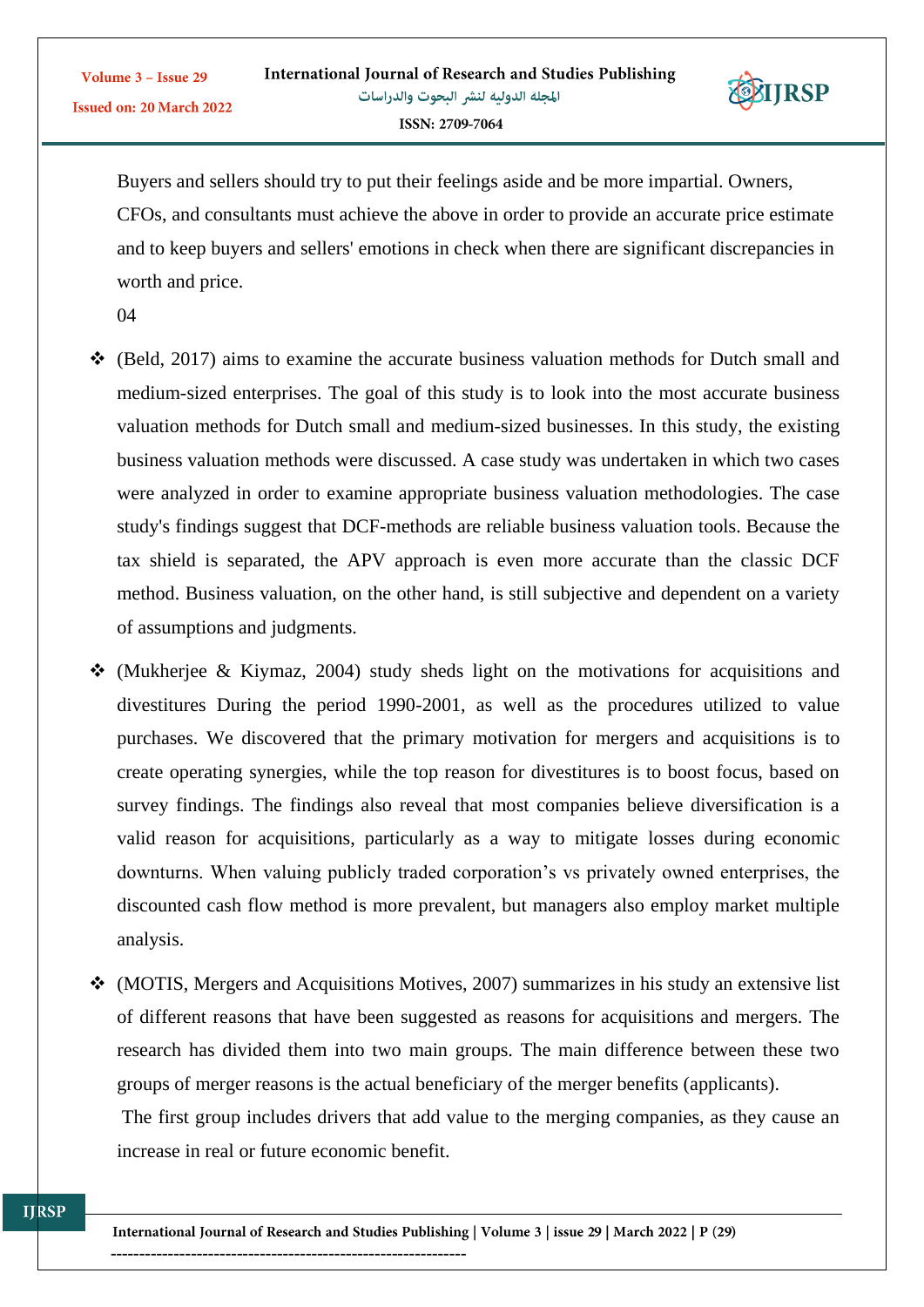Buyers and sellers should try to put their feelings aside and be more impartial. Owners, CFOs, and consultants must achieve the above in order to provide an accurate price estimate and to keep buyers and sellers' emotions in check when there are significant discrepancies in worth and price.

04

- (Beld, 2017) aims to examine the accurate business valuation methods for Dutch small and medium-sized enterprises. The goal of this study is to look into the most accurate business valuation methods for Dutch small and medium-sized businesses. In this study, the existing business valuation methods were discussed. A case study was undertaken in which two cases were analyzed in order to examine appropriate business valuation methodologies. The case study's findings suggest that DCF-methods are reliable business valuation tools. Because the tax shield is separated, the APV approach is even more accurate than the classic DCF method. Business valuation, on the other hand, is still subjective and dependent on a variety of assumptions and judgments.
- (Mukherjee & Kiymaz, 2004) study sheds light on the motivations for acquisitions and divestitures During the period 1990-2001, as well as the procedures utilized to value purchases. We discovered that the primary motivation for mergers and acquisitions is to create operating synergies, while the top reason for divestitures is to boost focus, based on survey findings. The findings also reveal that most companies believe diversification is a valid reason for acquisitions, particularly as a way to mitigate losses during economic downturns. When valuing publicly traded corporation's vs privately owned enterprises, the discounted cash flow method is more prevalent, but managers also employ market multiple analysis.
- (MOTIS, Mergers and Acquisitions Motives, 2007) summarizes in his study an extensive list of different reasons that have been suggested as reasons for acquisitions and mergers. The research has divided them into two main groups. The main difference between these two groups of merger reasons is the actual beneficiary of the merger benefits (applicants).

  The first group includes drivers that add value to the merging companies, as they cause an increase in real or future economic benefit.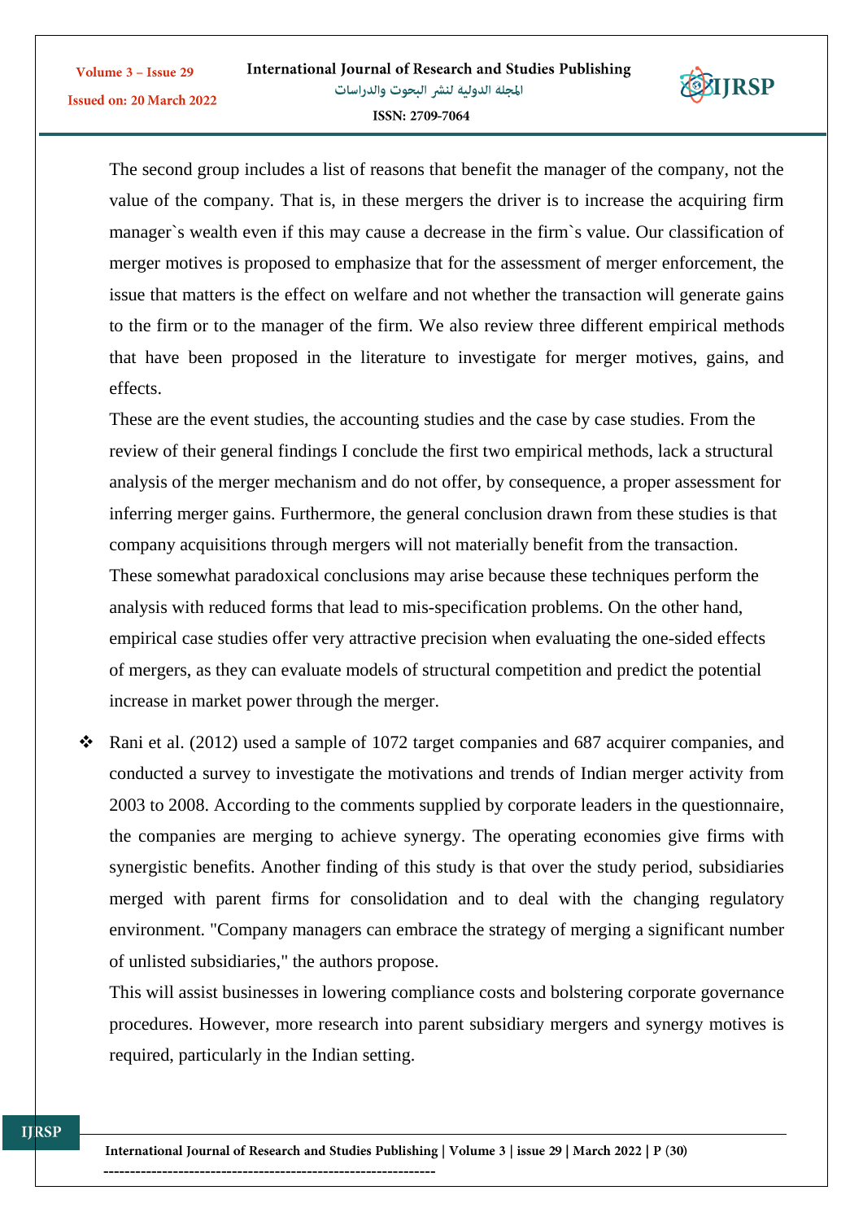The second group includes a list of reasons that benefit the manager of the company, not the value of the company. That is, in these mergers the driver is to increase the acquiring firm manager`s wealth even if this may cause a decrease in the firm`s value. Our classification of merger motives is proposed to emphasize that for the assessment of merger enforcement, the issue that matters is the effect on welfare and not whether the transaction will generate gains to the firm or to the manager of the firm. We also review three different empirical methods that have been proposed in the literature to investigate for merger motives, gains, and effects.

These are the event studies, the accounting studies and the case by case studies. From the review of their general findings I conclude the first two empirical methods, lack a structural analysis of the merger mechanism and do not offer, by consequence, a proper assessment for inferring merger gains. Furthermore, the general conclusion drawn from these studies is that company acquisitions through mergers will not materially benefit from the transaction. These somewhat paradoxical conclusions may arise because these techniques perform the analysis with reduced forms that lead to mis-specification problems. On the other hand, empirical case studies offer very attractive precision when evaluating the one-sided effects of mergers, as they can evaluate models of structural competition and predict the potential increase in market power through the merger.

- Rani et al. (2012) used a sample of 1072 target companies and 687 acquirer companies, and conducted a survey to investigate the motivations and trends of Indian merger activity from 2003 to 2008. According to the comments supplied by corporate leaders in the questionnaire, the companies are merging to achieve synergy. The operating economies give firms with synergistic benefits. Another finding of this study is that over the study period, subsidiaries merged with parent firms for consolidation and to deal with the changing regulatory environment. "Company managers can embrace the strategy of merging a significant number of unlisted subsidiaries," the authors propose.

  This will assist businesses in lowering compliance costs and bolstering corporate governance procedures. However, more research into parent subsidiary mergers and synergy motives is required, particularly in the Indian setting.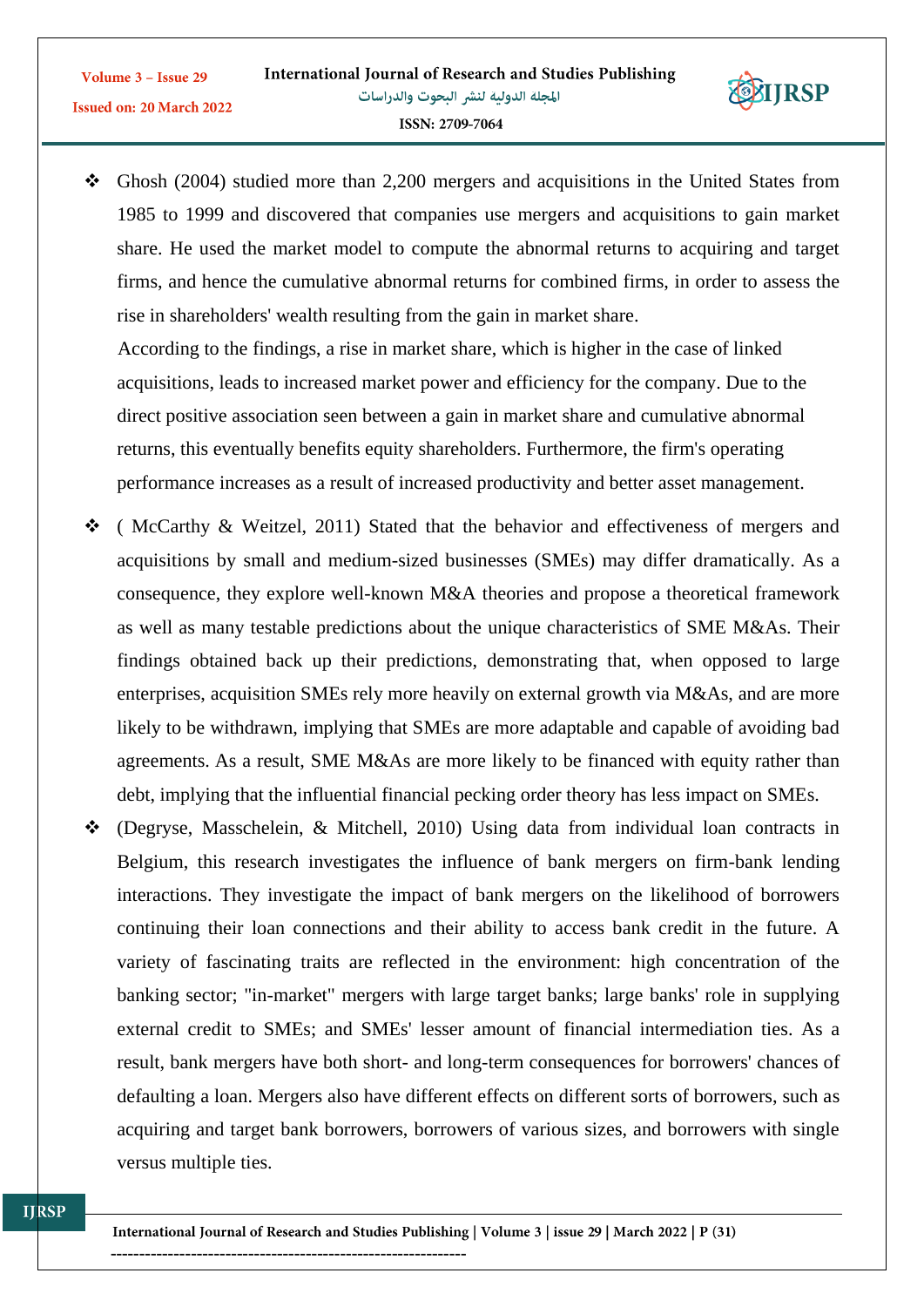- Ghosh (2004) studied more than 2,200 mergers and acquisitions in the United States from 1985 to 1999 and discovered that companies use mergers and acquisitions to gain market share. He used the market model to compute the abnormal returns to acquiring and target firms, and hence the cumulative abnormal returns for combined firms, in order to assess the rise in shareholders' wealth resulting from the gain in market share.

  According to the findings, a rise in market share, which is higher in the case of linked acquisitions, leads to increased market power and efficiency for the company. Due to the direct positive association seen between a gain in market share and cumulative abnormal returns, this eventually benefits equity shareholders. Furthermore, the firm's operating performance increases as a result of increased productivity and better asset management.

- ( McCarthy & Weitzel, 2011) Stated that the behavior and effectiveness of mergers and acquisitions by small and medium-sized businesses (SMEs) may differ dramatically. As a consequence, they explore well-known M&A theories and propose a theoretical framework as well as many testable predictions about the unique characteristics of SME M&As. Their findings obtained back up their predictions, demonstrating that, when opposed to large enterprises, acquisition SMEs rely more heavily on external growth via M&As, and are more likely to be withdrawn, implying that SMEs are more adaptable and capable of avoiding bad agreements. As a result, SME M&As are more likely to be financed with equity rather than debt, implying that the influential financial pecking order theory has less impact on SMEs.

- (Degryse, Masschelein, & Mitchell, 2010) Using data from individual loan contracts in Belgium, this research investigates the influence of bank mergers on firm-bank lending interactions. They investigate the impact of bank mergers on the likelihood of borrowers continuing their loan connections and their ability to access bank credit in the future. A variety of fascinating traits are reflected in the environment: high concentration of the banking sector; "in-market" mergers with large target banks; large banks' role in supplying external credit to SMEs; and SMEs' lesser amount of financial intermediation ties. As a result, bank mergers have both short- and long-term consequences for borrowers' chances of defaulting a loan. Mergers also have different effects on different sorts of borrowers, such as acquiring and target bank borrowers, borrowers of various sizes, and borrowers with single versus multiple ties.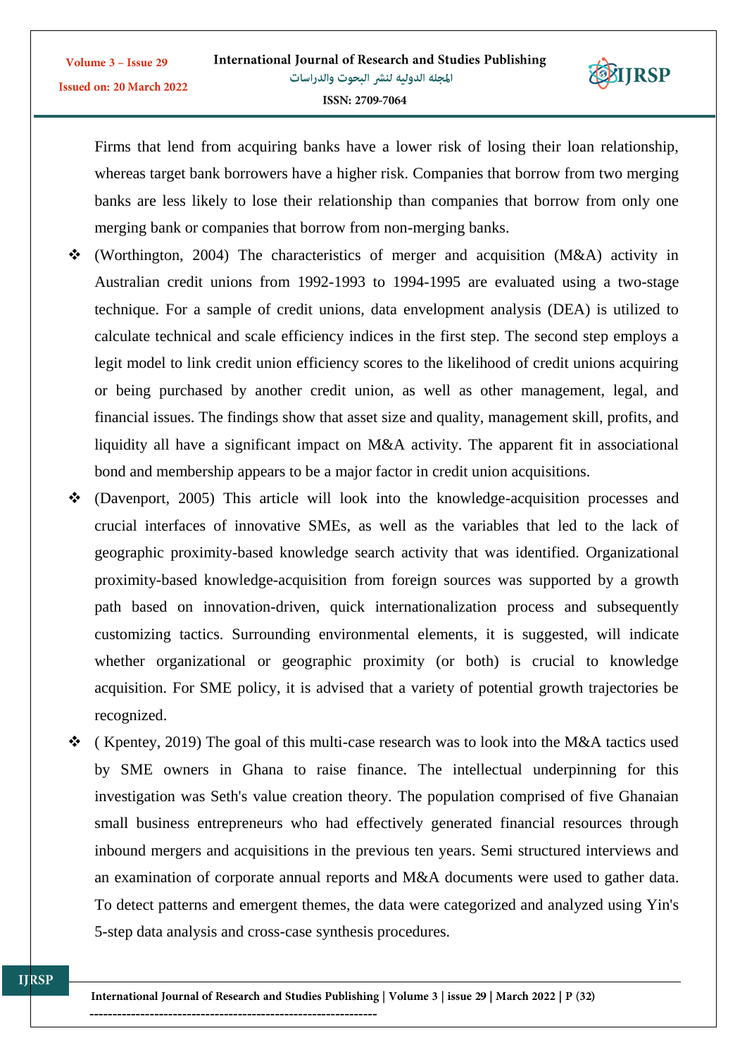Firms that lend from acquiring banks have a lower risk of losing their loan relationship, whereas target bank borrowers have a higher risk. Companies that borrow from two merging banks are less likely to lose their relationship than companies that borrow from only one merging bank or companies that borrow from non-merging banks.

- (Worthington, 2004) The characteristics of merger and acquisition (M&A) activity in Australian credit unions from 1992-1993 to 1994-1995 are evaluated using a two-stage technique. For a sample of credit unions, data envelopment analysis (DEA) is utilized to calculate technical and scale efficiency indices in the first step. The second step employs a legit model to link credit union efficiency scores to the likelihood of credit unions acquiring or being purchased by another credit union, as well as other management, legal, and financial issues. The findings show that asset size and quality, management skill, profits, and liquidity all have a significant impact on M&A activity. The apparent fit in associational bond and membership appears to be a major factor in credit union acquisitions.
- (Davenport, 2005) This article will look into the knowledge-acquisition processes and crucial interfaces of innovative SMEs, as well as the variables that led to the lack of geographic proximity-based knowledge search activity that was identified. Organizational proximity-based knowledge-acquisition from foreign sources was supported by a growth path based on innovation-driven, quick internationalization process and subsequently customizing tactics. Surrounding environmental elements, it is suggested, will indicate whether organizational or geographic proximity (or both) is crucial to knowledge acquisition. For SME policy, it is advised that a variety of potential growth trajectories be recognized.
- ( Kpentey, 2019) The goal of this multi-case research was to look into the M&A tactics used by SME owners in Ghana to raise finance. The intellectual underpinning for this investigation was Seth's value creation theory. The population comprised of five Ghanaian small business entrepreneurs who had effectively generated financial resources through inbound mergers and acquisitions in the previous ten years. Semi structured interviews and an examination of corporate annual reports and M&A documents were used to gather data. To detect patterns and emergent themes, the data were categorized and analyzed using Yin's 5-step data analysis and cross-case synthesis procedures.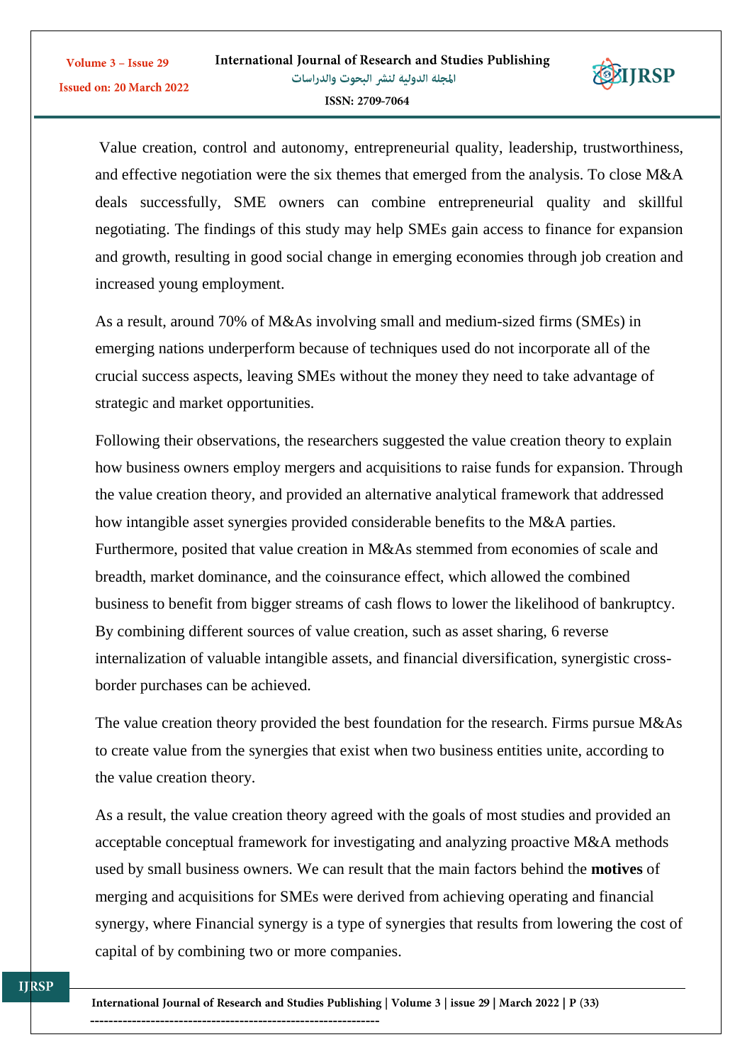Value creation, control and autonomy, entrepreneurial quality, leadership, trustworthiness, and effective negotiation were the six themes that emerged from the analysis. To close M&A deals successfully, SME owners can combine entrepreneurial quality and skillful negotiating. The findings of this study may help SMEs gain access to finance for expansion and growth, resulting in good social change in emerging economies through job creation and increased young employment.

As a result, around 70% of M&As involving small and medium-sized firms (SMEs) in emerging nations underperform because of techniques used do not incorporate all of the crucial success aspects, leaving SMEs without the money they need to take advantage of strategic and market opportunities.

Following their observations, the researchers suggested the value creation theory to explain how business owners employ mergers and acquisitions to raise funds for expansion. Through the value creation theory, and provided an alternative analytical framework that addressed how intangible asset synergies provided considerable benefits to the M&A parties. Furthermore, posited that value creation in M&As stemmed from economies of scale and breadth, market dominance, and the coinsurance effect, which allowed the combined business to benefit from bigger streams of cash flows to lower the likelihood of bankruptcy. By combining different sources of value creation, such as asset sharing, 6 reverse internalization of valuable intangible assets, and financial diversification, synergistic cross-border purchases can be achieved.

The value creation theory provided the best foundation for the research. Firms pursue M&As to create value from the synergies that exist when two business entities unite, according to the value creation theory.

As a result, the value creation theory agreed with the goals of most studies and provided an acceptable conceptual framework for investigating and analyzing proactive M&A methods used by small business owners. We can result that the main factors behind the **motives** of merging and acquisitions for SMEs were derived from achieving operating and financial synergy, where Financial synergy is a type of synergies that results from lowering the cost of capital of by combining two or more companies.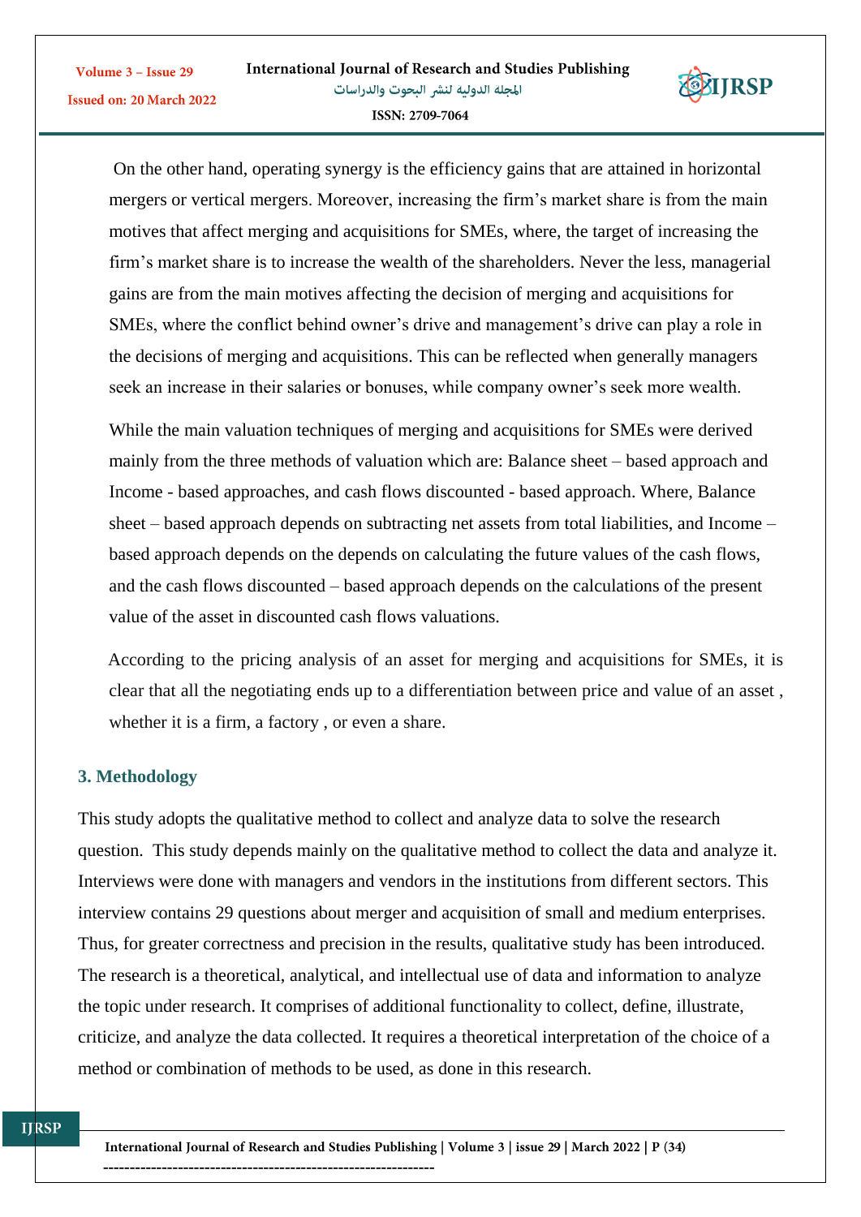On the other hand, operating synergy is the efficiency gains that are attained in horizontal mergers or vertical mergers. Moreover, increasing the firm's market share is from the main motives that affect merging and acquisitions for SMEs, where, the target of increasing the firm's market share is to increase the wealth of the shareholders. Never the less, managerial gains are from the main motives affecting the decision of merging and acquisitions for SMEs, where the conflict behind owner's drive and management's drive can play a role in the decisions of merging and acquisitions. This can be reflected when generally managers seek an increase in their salaries or bonuses, while company owner's seek more wealth.

While the main valuation techniques of merging and acquisitions for SMEs were derived mainly from the three methods of valuation which are: Balance sheet – based approach and Income - based approaches, and cash flows discounted - based approach. Where, Balance sheet – based approach depends on subtracting net assets from total liabilities, and Income – based approach depends on the depends on calculating the future values of the cash flows, and the cash flows discounted – based approach depends on the calculations of the present value of the asset in discounted cash flows valuations.

According to the pricing analysis of an asset for merging and acquisitions for SMEs, it is clear that all the negotiating ends up to a differentiation between price and value of an asset , whether it is a firm, a factory , or even a share.

## 3. Methodology

This study adopts the qualitative method to collect and analyze data to solve the research question. This study depends mainly on the qualitative method to collect the data and analyze it. Interviews were done with managers and vendors in the institutions from different sectors. This interview contains 29 questions about merger and acquisition of small and medium enterprises. Thus, for greater correctness and precision in the results, qualitative study has been introduced. The research is a theoretical, analytical, and intellectual use of data and information to analyze the topic under research. It comprises of additional functionality to collect, define, illustrate, criticize, and analyze the data collected. It requires a theoretical interpretation of the choice of a method or combination of methods to be used, as done in this research.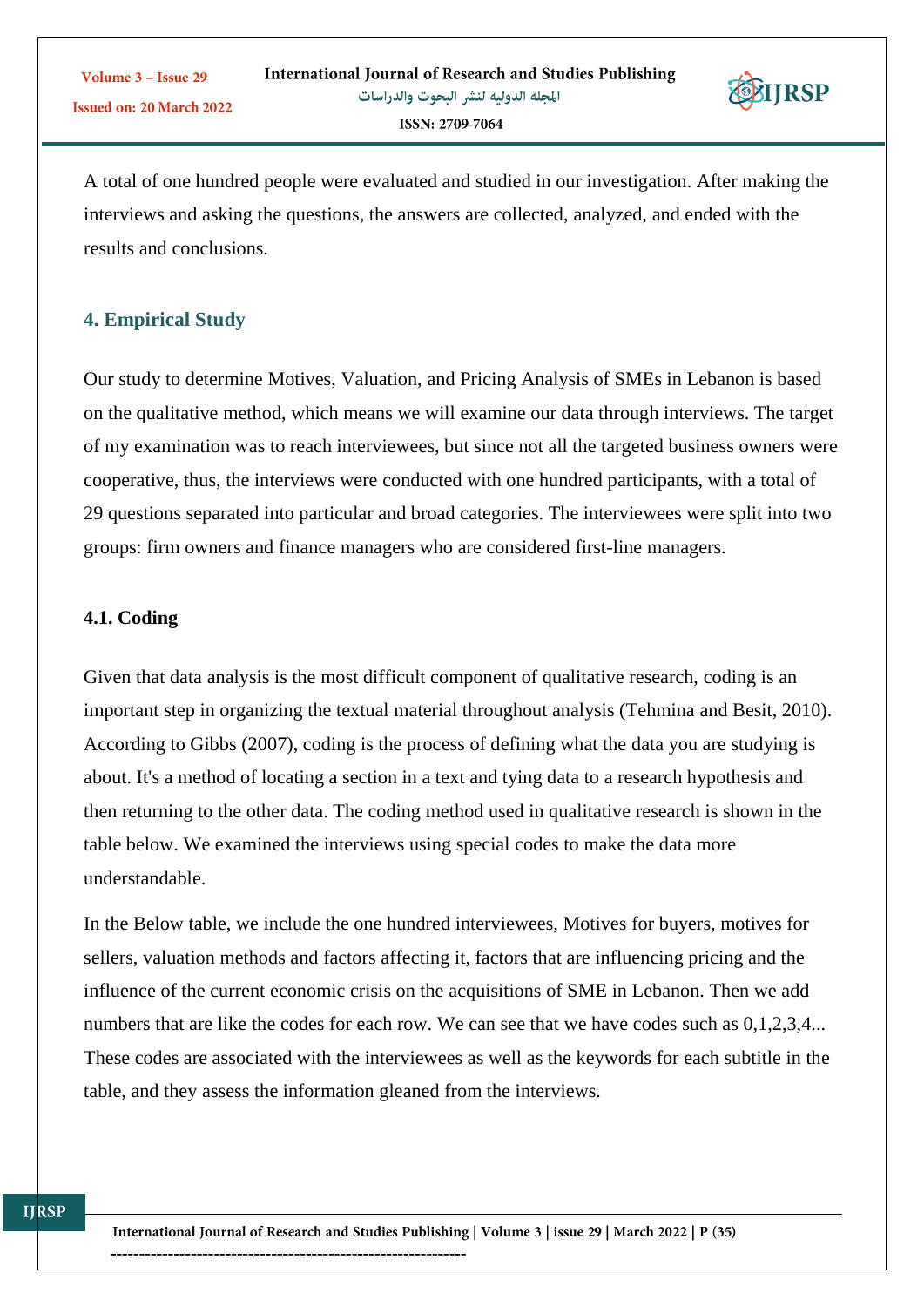A total of one hundred people were evaluated and studied in our investigation. After making the interviews and asking the questions, the answers are collected, analyzed, and ended with the results and conclusions.

## 4. Empirical Study

Our study to determine Motives, Valuation, and Pricing Analysis of SMEs in Lebanon is based on the qualitative method, which means we will examine our data through interviews. The target of my examination was to reach interviewees, but since not all the targeted business owners were cooperative, thus, the interviews were conducted with one hundred participants, with a total of 29 questions separated into particular and broad categories. The interviewees were split into two groups: firm owners and finance managers who are considered first-line managers.

### 4.1. Coding

Given that data analysis is the most difficult component of qualitative research, coding is an important step in organizing the textual material throughout analysis (Tehmina and Besit, 2010). According to Gibbs (2007), coding is the process of defining what the data you are studying is about. It's a method of locating a section in a text and tying data to a research hypothesis and then returning to the other data. The coding method used in qualitative research is shown in the table below. We examined the interviews using special codes to make the data more understandable.

In the Below table, we include the one hundred interviewees, Motives for buyers, motives for sellers, valuation methods and factors affecting it, factors that are influencing pricing and the influence of the current economic crisis on the acquisitions of SME in Lebanon. Then we add numbers that are like the codes for each row. We can see that we have codes such as 0,1,2,3,4... These codes are associated with the interviewees as well as the keywords for each subtitle in the table, and they assess the information gleaned from the interviews.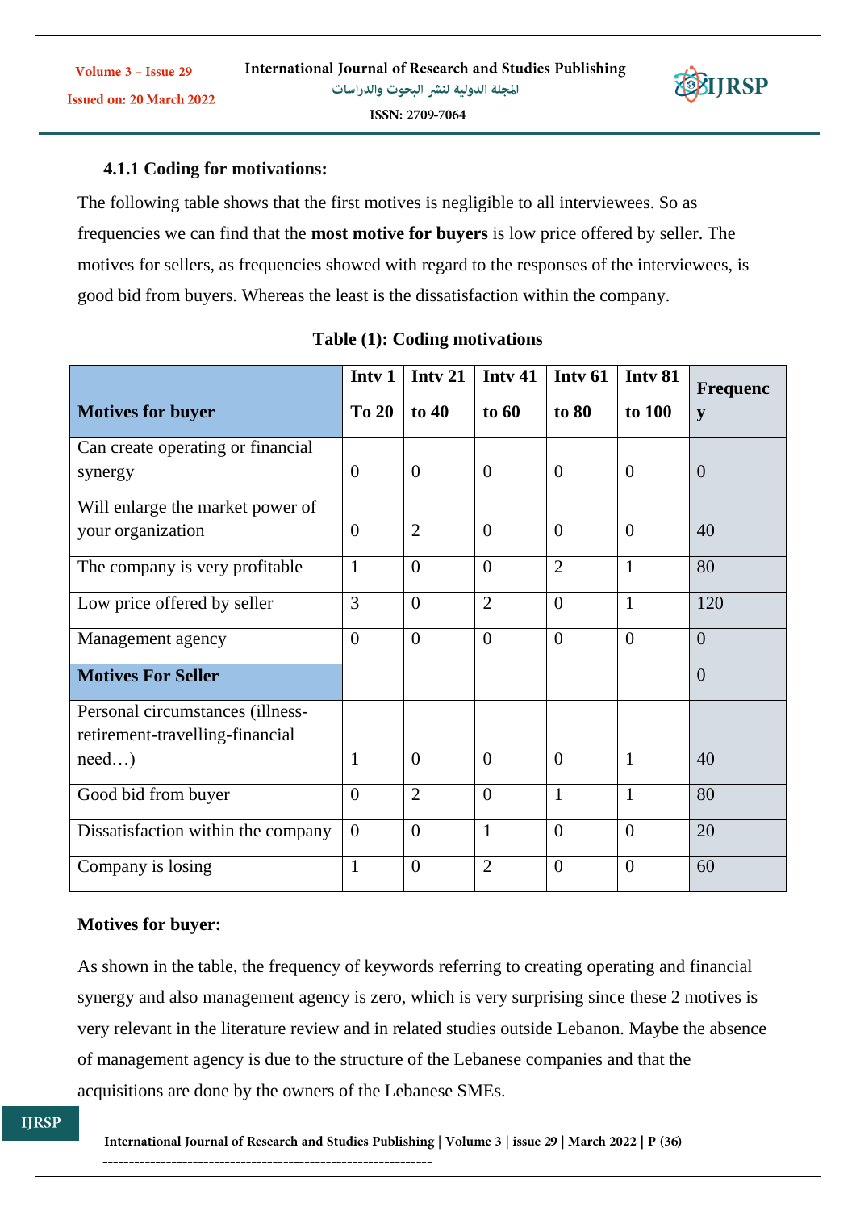#### 4.1.1 Coding for motivations:

The following table shows that the first motives is negligible to all interviewees. So as frequencies we can find that the **most motive for buyers** is low price offered by seller. The motives for sellers, as frequencies showed with regard to the responses of the interviewees, is good bid from buyers. Whereas the least is the dissatisfaction within the company.

**Table (1): Coding motivations**

| Motives for buyer | Intv 1 To 20 | Intv 21 to 40 | Intv 41 to 60 | Intv 61 to 80 | Intv 81 to 100 | Frequency |
|---|---|---|---|---|---|---|
| Can create operating or financial synergy | 0 | 0 | 0 | 0 | 0 | 0 |
| Will enlarge the market power of your organization | 0 | 2 | 0 | 0 | 0 | 40 |
| The company is very profitable | 1 | 0 | 0 | 2 | 1 | 80 |
| Low price offered by seller | 3 | 0 | 2 | 0 | 1 | 120 |
| Management agency | 0 | 0 | 0 | 0 | 0 | 0 |
| **Motives For Seller** | | | | | | 0 |
| Personal circumstances (illness-retirement-travelling-financial need…) | 1 | 0 | 0 | 0 | 1 | 40 |
| Good bid from buyer | 0 | 2 | 0 | 1 | 1 | 80 |
| Dissatisfaction within the company | 0 | 0 | 1 | 0 | 0 | 20 |
| Company is losing | 1 | 0 | 2 | 0 | 0 | 60 |

**Motives for buyer:**

As shown in the table, the frequency of keywords referring to creating operating and financial synergy and also management agency is zero, which is very surprising since these 2 motives is very relevant in the literature review and in related studies outside Lebanon. Maybe the absence of management agency is due to the structure of the Lebanese companies and that the acquisitions are done by the owners of the Lebanese SMEs.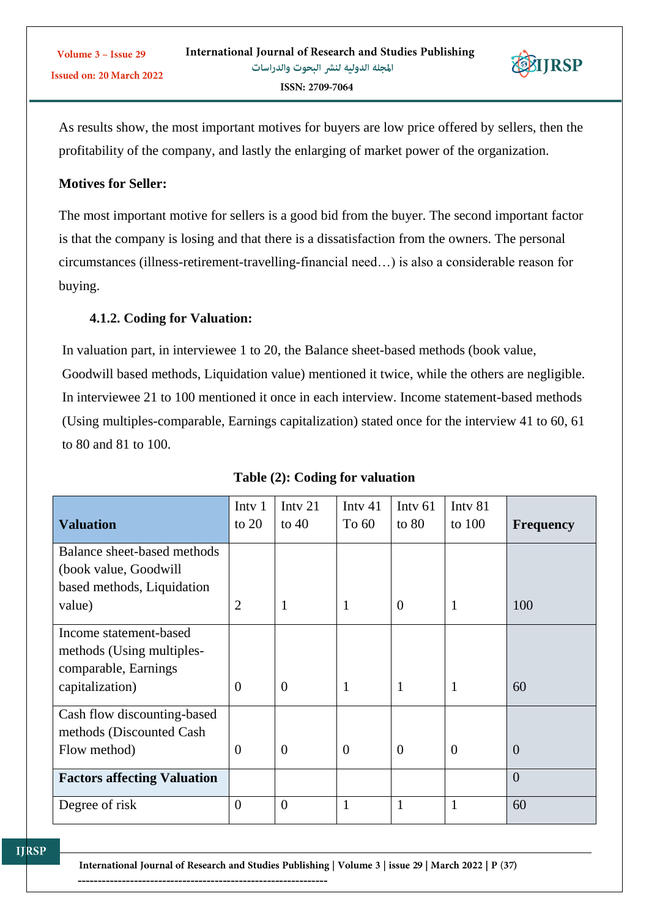As results show, the most important motives for buyers are low price offered by sellers, then the profitability of the company, and lastly the enlarging of market power of the organization.

**Motives for Seller:**

The most important motive for sellers is a good bid from the buyer. The second important factor is that the company is losing and that there is a dissatisfaction from the owners. The personal circumstances (illness-retirement-travelling-financial need…) is also a considerable reason for buying.

### 4.1.2. Coding for Valuation:

In valuation part, in interviewee 1 to 20, the Balance sheet-based methods (book value, Goodwill based methods, Liquidation value) mentioned it twice, while the others are negligible. In interviewee 21 to 100 mentioned it once in each interview. Income statement-based methods (Using multiples-comparable, Earnings capitalization) stated once for the interview 41 to 60, 61 to 80 and 81 to 100.

**Table (2): Coding for valuation**

| **Valuation** | Intv 1 to 20 | Intv 21 to 40 | Intv 41 To 60 | Intv 61 to 80 | Intv 81 to 100 | **Frequency** |
|---|---|---|---|---|---|---|
| Balance sheet-based methods (book value, Goodwill based methods, Liquidation value) | 2 | 1 | 1 | 0 | 1 | 100 |
| Income statement-based methods (Using multiples-comparable, Earnings capitalization) | 0 | 0 | 1 | 1 | 1 | 60 |
| Cash flow discounting-based methods (Discounted Cash Flow method) | 0 | 0 | 0 | 0 | 0 | 0 |
| **Factors affecting Valuation** | | | | | | 0 |
| Degree of risk | 0 | 0 | 1 | 1 | 1 | 60 |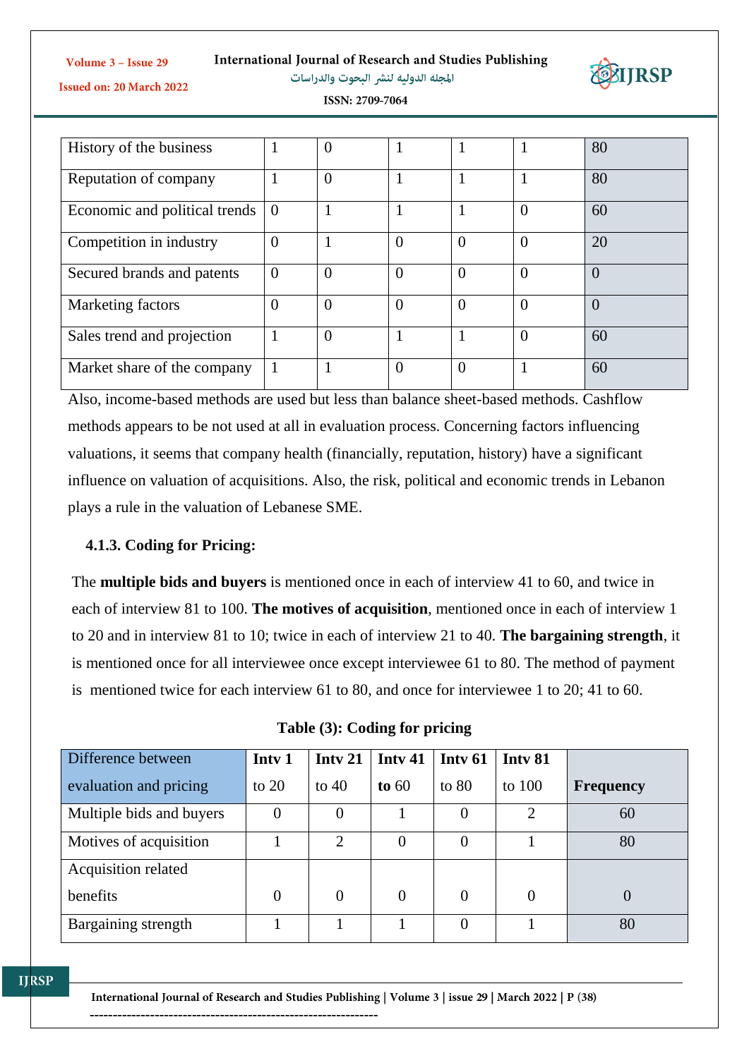| History of the business | 1 | 0 | 1 | 1 | 1 | 80 |
|---|---|---|---|---|---|---|
| Reputation of company | 1 | 0 | 1 | 1 | 1 | 80 |
| Economic and political trends | 0 | 1 | 1 | 1 | 0 | 60 |
| Competition in industry | 0 | 1 | 0 | 0 | 0 | 20 |
| Secured brands and patents | 0 | 0 | 0 | 0 | 0 | 0 |
| Marketing factors | 0 | 0 | 0 | 0 | 0 | 0 |
| Sales trend and projection | 1 | 0 | 1 | 1 | 0 | 60 |
| Market share of the company | 1 | 1 | 0 | 0 | 1 | 60 |

Also, income-based methods are used but less than balance sheet-based methods. Cashflow methods appears to be not used at all in evaluation process. Concerning factors influencing valuations, it seems that company health (financially, reputation, history) have a significant influence on valuation of acquisitions. Also, the risk, political and economic trends in Lebanon plays a rule in the valuation of Lebanese SME.

### 4.1.3. Coding for Pricing:

The **multiple bids and buyers** is mentioned once in each of interview 41 to 60, and twice in each of interview 81 to 100. **The motives of acquisition**, mentioned once in each of interview 1 to 20 and in interview 81 to 10; twice in each of interview 21 to 40. **The bargaining strength**, it is mentioned once for all interviewee once except interviewee 61 to 80. The method of payment is mentioned twice for each interview 61 to 80, and once for interviewee 1 to 20; 41 to 60.

**Table (3): Coding for pricing**

| Difference between evaluation and pricing | Intv 1 to 20 | Intv 21 to 40 | Intv 41 to 60 | Intv 61 to 80 | Intv 81 to 100 | Frequency |
|---|---|---|---|---|---|---|
| Multiple bids and buyers | 0 | 0 | 1 | 0 | 2 | 60 |
| Motives of acquisition | 1 | 2 | 0 | 0 | 1 | 80 |
| Acquisition related benefits | 0 | 0 | 0 | 0 | 0 | 0 |
| Bargaining strength | 1 | 1 | 1 | 0 | 1 | 80 |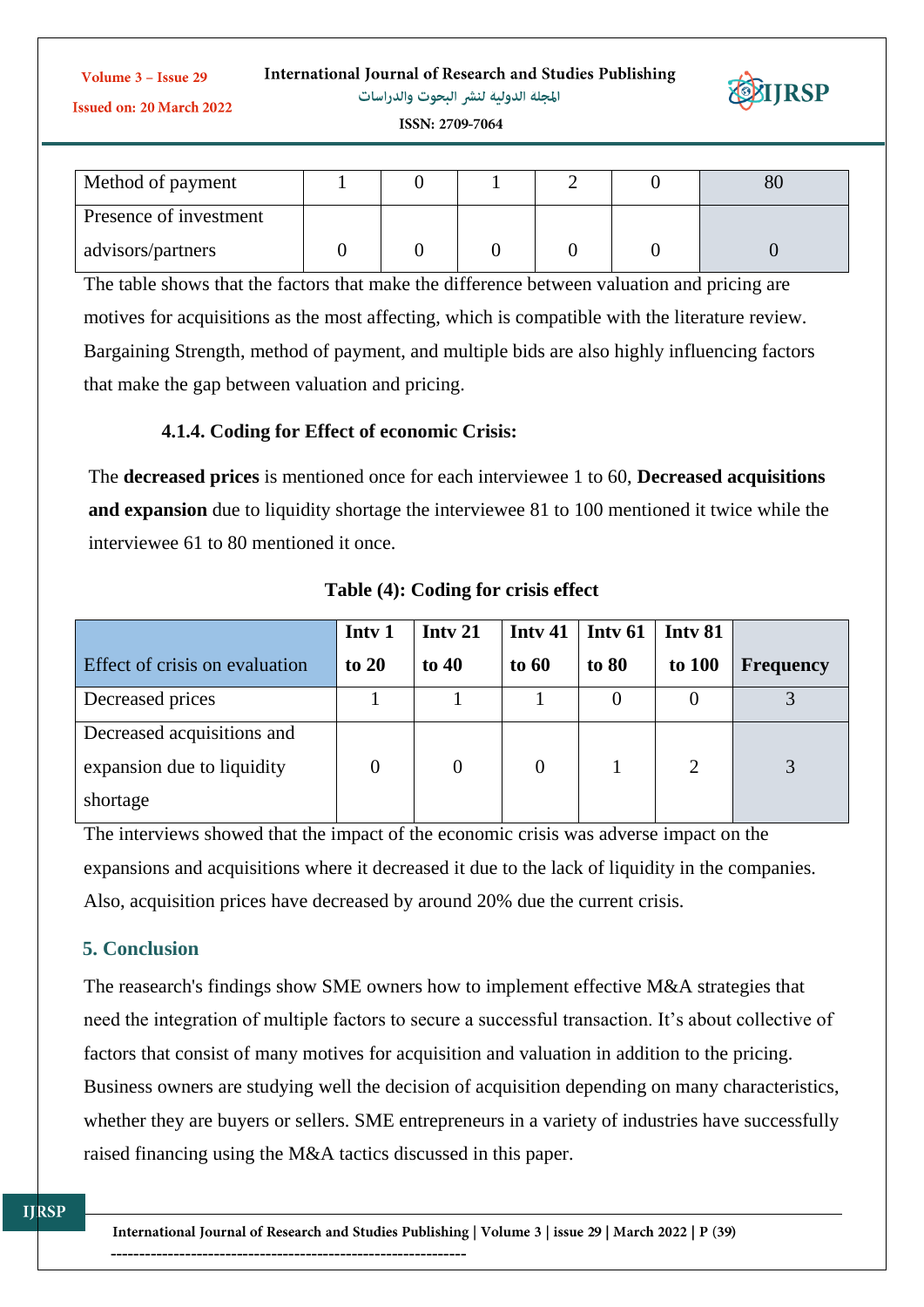| Method of payment | 1 | 0 | 1 | 2 | 0 | 80 |
|---|---|---|---|---|---|---|
| Presence of investment advisors/partners | 0 | 0 | 0 | 0 | 0 | 0 |

The table shows that the factors that make the difference between valuation and pricing are motives for acquisitions as the most affecting, which is compatible with the literature review. Bargaining Strength, method of payment, and multiple bids are also highly influencing factors that make the gap between valuation and pricing.

#### 4.1.4. Coding for Effect of economic Crisis:

The **decreased prices** is mentioned once for each interviewee 1 to 60, **Decreased acquisitions and expansion** due to liquidity shortage the interviewee 81 to 100 mentioned it twice while the interviewee 61 to 80 mentioned it once.

**Table (4): Coding for crisis effect**

| Effect of crisis on evaluation | Intv 1 to 20 | Intv 21 to 40 | Intv 41 to 60 | Intv 61 to 80 | Intv 81 to 100 | Frequency |
|---|---|---|---|---|---|---|
| Decreased prices | 1 | 1 | 1 | 0 | 0 | 3 |
| Decreased acquisitions and expansion due to liquidity shortage | 0 | 0 | 0 | 1 | 2 | 3 |

The interviews showed that the impact of the economic crisis was adverse impact on the expansions and acquisitions where it decreased it due to the lack of liquidity in the companies. Also, acquisition prices have decreased by around 20% due the current crisis.

## 5. Conclusion

The reasearch's findings show SME owners how to implement effective M&A strategies that need the integration of multiple factors to secure a successful transaction. It's about collective of factors that consist of many motives for acquisition and valuation in addition to the pricing. Business owners are studying well the decision of acquisition depending on many characteristics, whether they are buyers or sellers. SME entrepreneurs in a variety of industries have successfully raised financing using the M&A tactics discussed in this paper.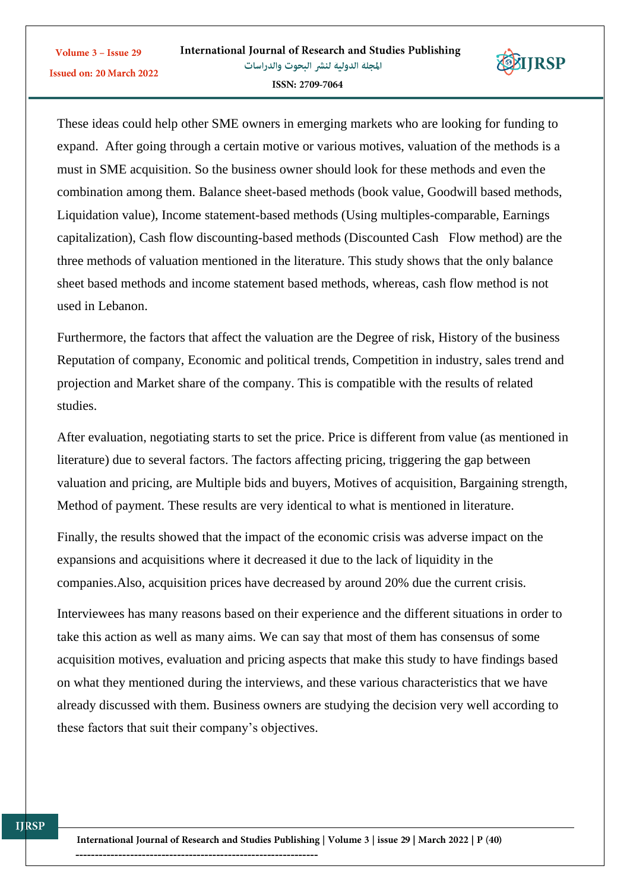These ideas could help other SME owners in emerging markets who are looking for funding to expand. After going through a certain motive or various motives, valuation of the methods is a must in SME acquisition. So the business owner should look for these methods and even the combination among them. Balance sheet-based methods (book value, Goodwill based methods, Liquidation value), Income statement-based methods (Using multiples-comparable, Earnings capitalization), Cash flow discounting-based methods (Discounted Cash Flow method) are the three methods of valuation mentioned in the literature. This study shows that the only balance sheet based methods and income statement based methods, whereas, cash flow method is not used in Lebanon.

Furthermore, the factors that affect the valuation are the Degree of risk, History of the business Reputation of company, Economic and political trends, Competition in industry, sales trend and projection and Market share of the company. This is compatible with the results of related studies.

After evaluation, negotiating starts to set the price. Price is different from value (as mentioned in literature) due to several factors. The factors affecting pricing, triggering the gap between valuation and pricing, are Multiple bids and buyers, Motives of acquisition, Bargaining strength, Method of payment. These results are very identical to what is mentioned in literature.

Finally, the results showed that the impact of the economic crisis was adverse impact on the expansions and acquisitions where it decreased it due to the lack of liquidity in the companies.Also, acquisition prices have decreased by around 20% due the current crisis.

Interviewees has many reasons based on their experience and the different situations in order to take this action as well as many aims. We can say that most of them has consensus of some acquisition motives, evaluation and pricing aspects that make this study to have findings based on what they mentioned during the interviews, and these various characteristics that we have already discussed with them. Business owners are studying the decision very well according to these factors that suit their company's objectives.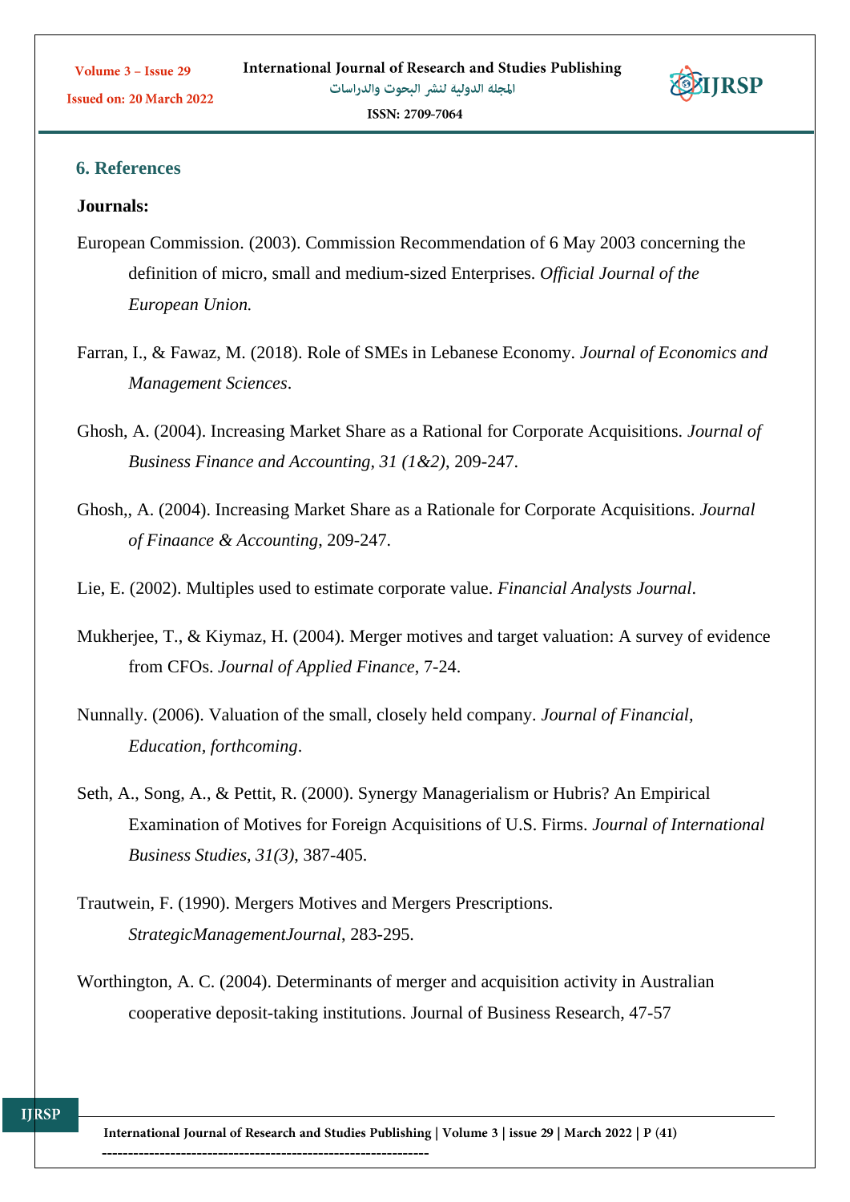## 6. References

**Journals:**

European Commission. (2003). Commission Recommendation of 6 May 2003 concerning the definition of micro, small and medium-sized Enterprises. *Official Journal of the European Union.*

Farran, I., & Fawaz, M. (2018). Role of SMEs in Lebanese Economy. *Journal of Economics and Management Sciences*.

Ghosh, A. (2004). Increasing Market Share as a Rational for Corporate Acquisitions. *Journal of Business Finance and Accounting, 31 (1&2)*, 209-247.

Ghosh,, A. (2004). Increasing Market Share as a Rationale for Corporate Acquisitions. *Journal of Finaance & Accounting*, 209-247.

Lie, E. (2002). Multiples used to estimate corporate value. *Financial Analysts Journal*.

Mukherjee, T., & Kiymaz, H. (2004). Merger motives and target valuation: A survey of evidence from CFOs. *Journal of Applied Finance*, 7-24.

Nunnally. (2006). Valuation of the small, closely held company. *Journal of Financial, Education, forthcoming*.

Seth, A., Song, A., & Pettit, R. (2000). Synergy Managerialism or Hubris? An Empirical Examination of Motives for Foreign Acquisitions of U.S. Firms. *Journal of International Business Studies, 31(3)*, 387-405.

Trautwein, F. (1990). Mergers Motives and Mergers Prescriptions. *StrategicManagementJournal*, 283-295.

Worthington, A. C. (2004). Determinants of merger and acquisition activity in Australian cooperative deposit-taking institutions. Journal of Business Research, 47-57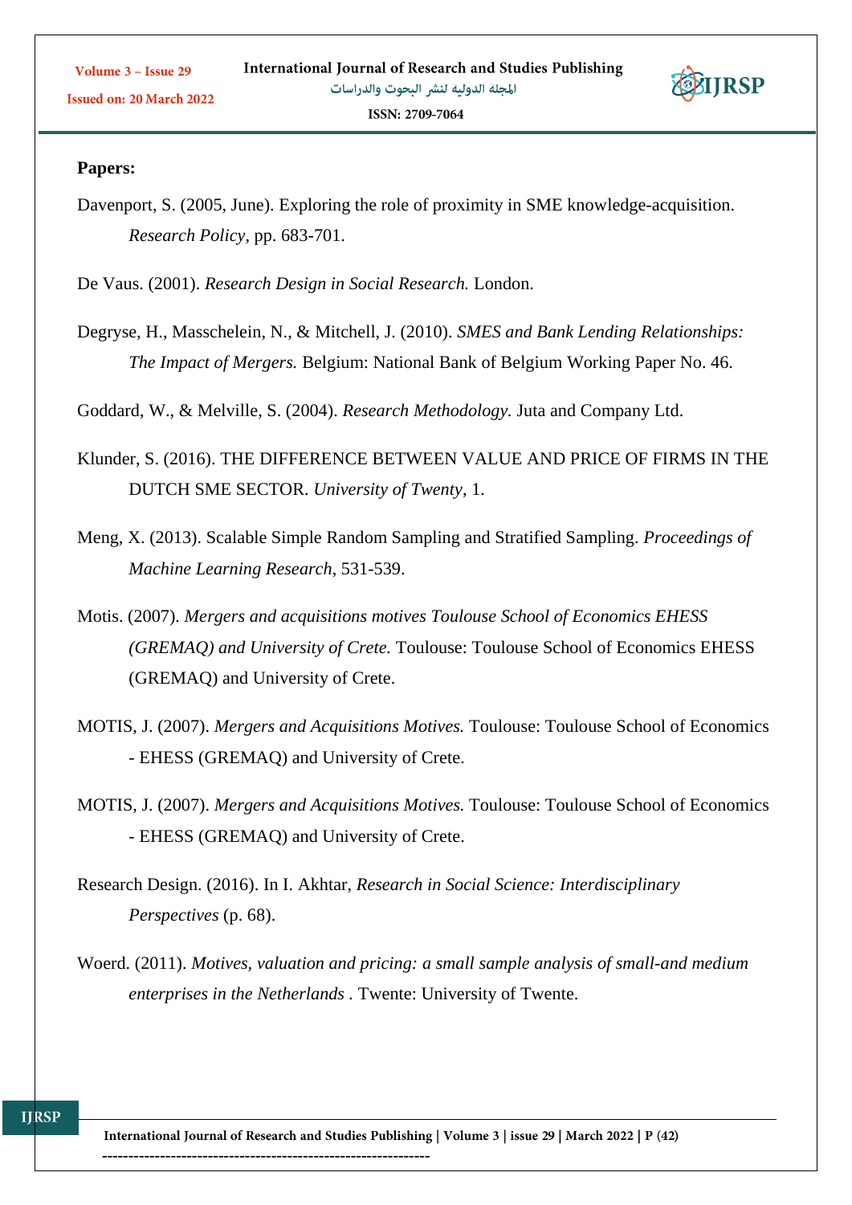**Papers:**

Davenport, S. (2005, June). Exploring the role of proximity in SME knowledge-acquisition. *Research Policy*, pp. 683-701.

De Vaus. (2001). *Research Design in Social Research.* London.

Degryse, H., Masschelein, N., & Mitchell, J. (2010). *SMES and Bank Lending Relationships: The Impact of Mergers.* Belgium: National Bank of Belgium Working Paper No. 46.

Goddard, W., & Melville, S. (2004). *Research Methodology.* Juta and Company Ltd.

Klunder, S. (2016). THE DIFFERENCE BETWEEN VALUE AND PRICE OF FIRMS IN THE DUTCH SME SECTOR. *University of Twenty*, 1.

Meng, X. (2013). Scalable Simple Random Sampling and Stratified Sampling. *Proceedings of Machine Learning Research*, 531-539.

Motis. (2007). *Mergers and acquisitions motives Toulouse School of Economics EHESS (GREMAQ) and University of Crete.* Toulouse: Toulouse School of Economics EHESS (GREMAQ) and University of Crete.

MOTIS, J. (2007). *Mergers and Acquisitions Motives.* Toulouse: Toulouse School of Economics - EHESS (GREMAQ) and University of Crete.

MOTIS, J. (2007). *Mergers and Acquisitions Motives.* Toulouse: Toulouse School of Economics - EHESS (GREMAQ) and University of Crete.

Research Design. (2016). In I. Akhtar, *Research in Social Science: Interdisciplinary Perspectives* (p. 68).

Woerd. (2011). *Motives, valuation and pricing: a small sample analysis of small-and medium enterprises in the Netherlands* . Twente: University of Twente.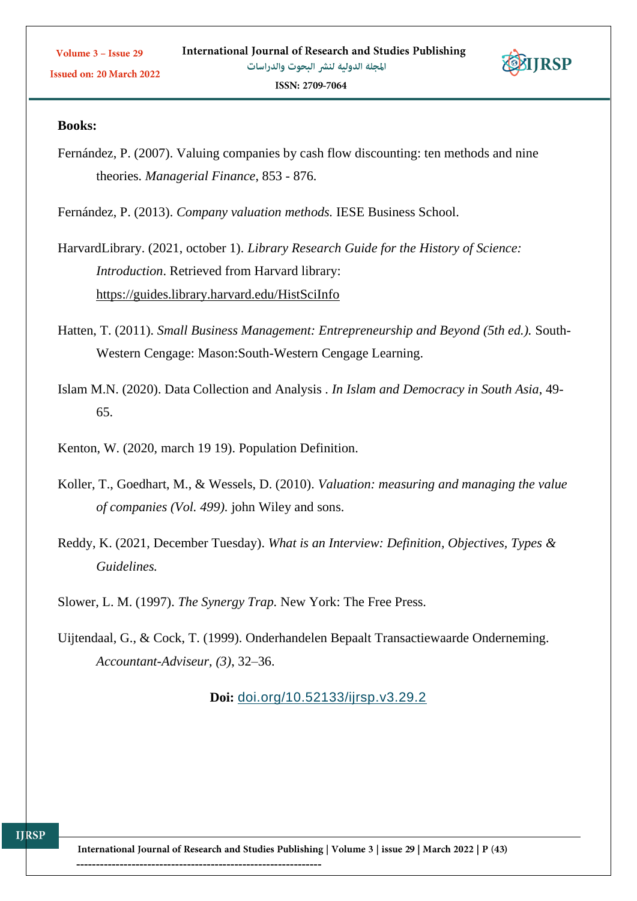**Books:**

Fernández, P. (2007). Valuing companies by cash flow discounting: ten methods and nine theories. *Managerial Finance*, 853 - 876.

Fernández, P. (2013). *Company valuation methods.* IESE Business School.

HarvardLibrary. (2021, october 1). *Library Research Guide for the History of Science: Introduction*. Retrieved from Harvard library: https://guides.library.harvard.edu/HistSciInfo

Hatten, T. (2011). *Small Business Management: Entrepreneurship and Beyond (5th ed.).* South-Western Cengage: Mason:South-Western Cengage Learning.

Islam M.N. (2020). Data Collection and Analysis . *In Islam and Democracy in South Asia*, 49-65.

Kenton, W. (2020, march 19 19). Population Definition.

Koller, T., Goedhart, M., & Wessels, D. (2010). *Valuation: measuring and managing the value of companies (Vol. 499).* john Wiley and sons.

Reddy, K. (2021, December Tuesday). *What is an Interview: Definition, Objectives, Types & Guidelines.*

Slower, L. M. (1997). *The Synergy Trap.* New York: The Free Press.

Uijtendaal, G., & Cock, T. (1999). Onderhandelen Bepaalt Transactiewaarde Onderneming. *Accountant-Adviseur, (3)*, 32–36.

**Doi:** doi.org/10.52133/ijrsp.v3.29.2